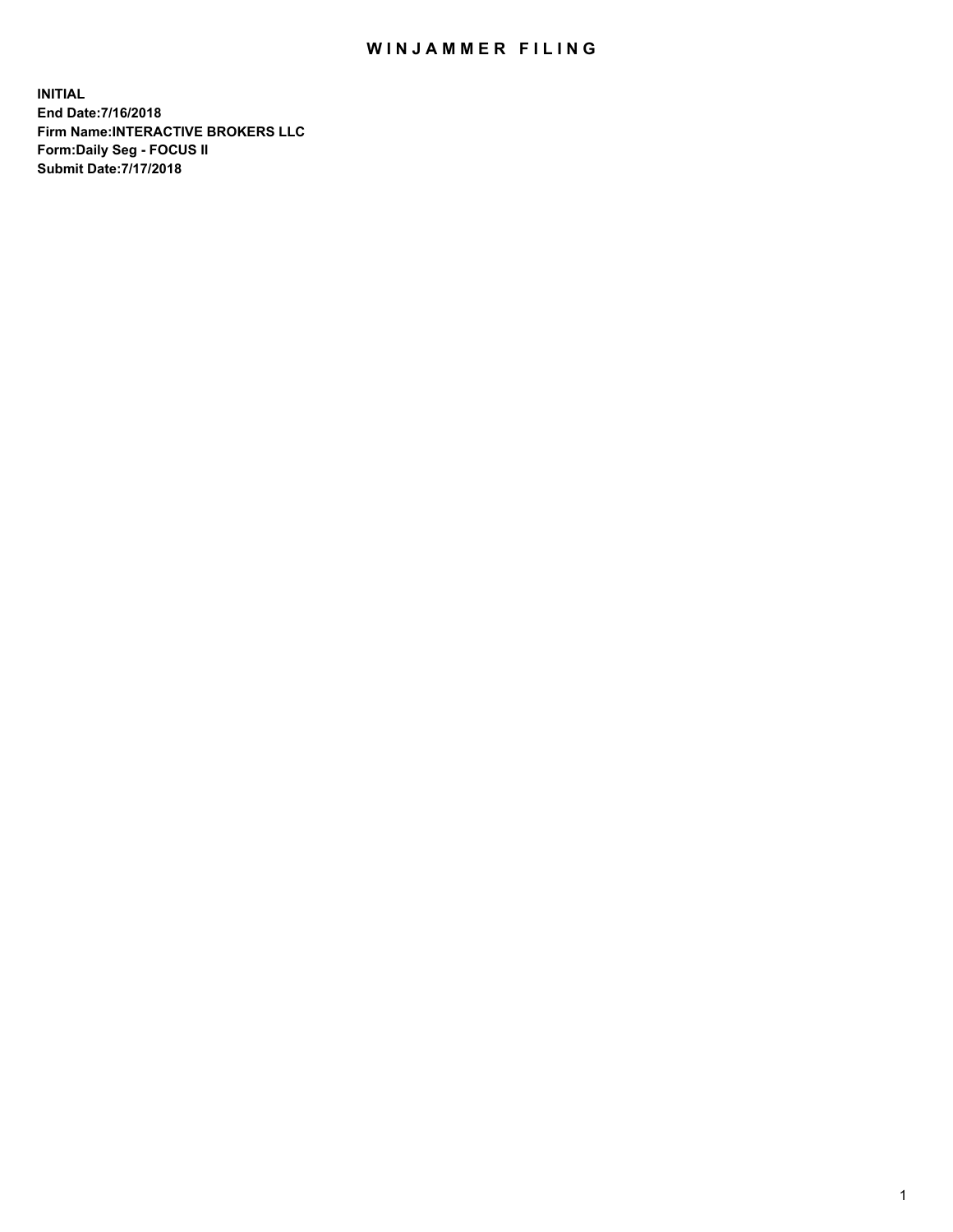# WINJAMMER FILING

**INITIAL**
**End Date:7/16/2018**
**Firm Name:INTERACTIVE BROKERS LLC**
**Form:Daily Seg - FOCUS II**
**Submit Date:7/17/2018**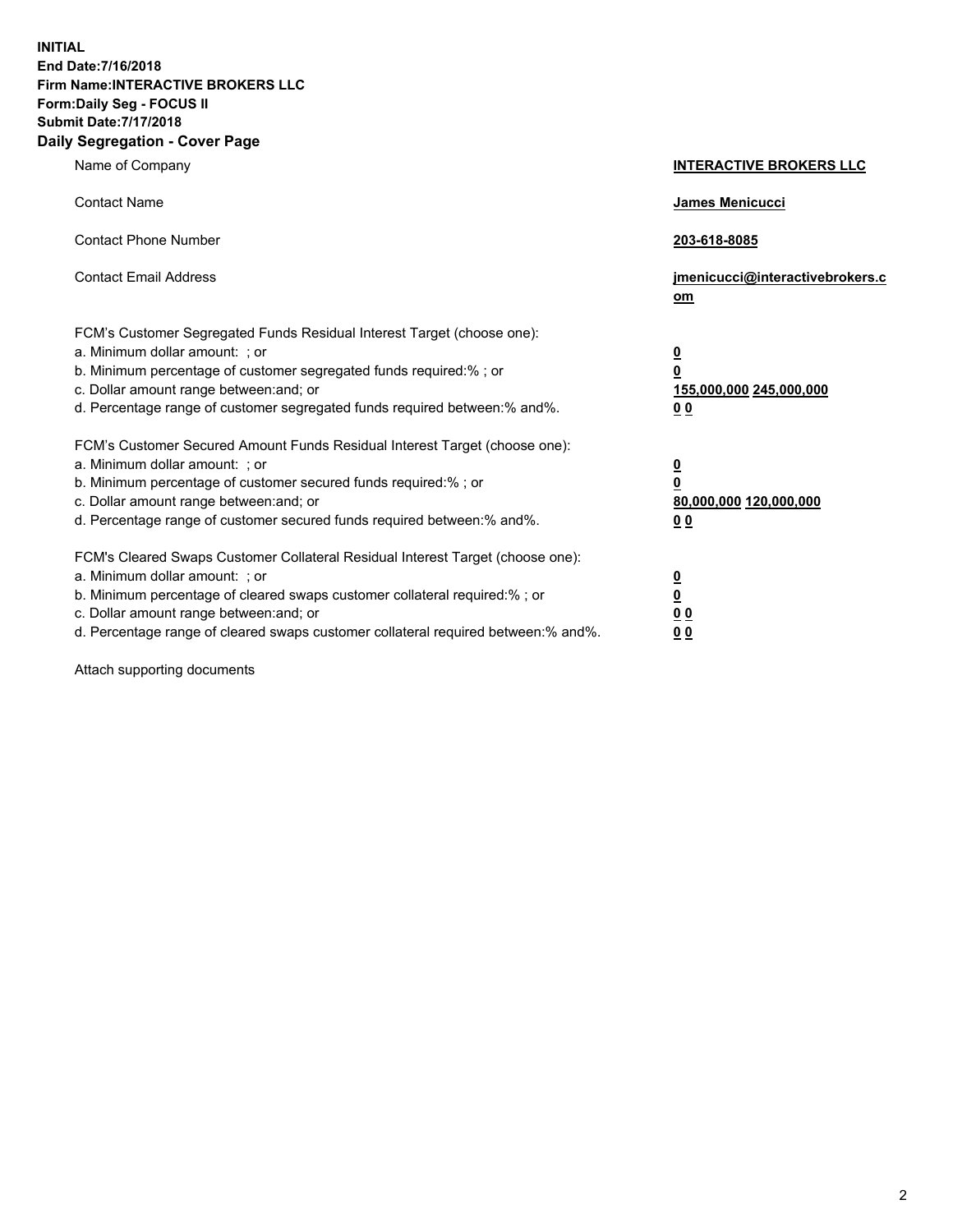**INITIAL**
**End Date:7/16/2018**
**Firm Name:INTERACTIVE BROKERS LLC**
**Form:Daily Seg - FOCUS II**
**Submit Date:7/17/2018**

## Daily Segregation - Cover Page

| | |
|---|---|
| Name of Company | **INTERACTIVE BROKERS LLC** |
| Contact Name | **James Menicucci** |
| Contact Phone Number | **203-618-8085** |
| Contact Email Address | **jmenicucci@interactivebrokers.com** |
| FCM's Customer Segregated Funds Residual Interest Target (choose one): | |
| a. Minimum dollar amount: ; or | **0** |
| b. Minimum percentage of customer segregated funds required:% ; or | **0** |
| c. Dollar amount range between:and; or | **155,000,000 245,000,000** |
| d. Percentage range of customer segregated funds required between:% and%. | **0 0** |
| FCM's Customer Secured Amount Funds Residual Interest Target (choose one): | |
| a. Minimum dollar amount: ; or | **0** |
| b. Minimum percentage of customer secured funds required:% ; or | **0** |
| c. Dollar amount range between:and; or | **80,000,000 120,000,000** |
| d. Percentage range of customer secured funds required between:% and%. | **0 0** |
| FCM's Cleared Swaps Customer Collateral Residual Interest Target (choose one): | |
| a. Minimum dollar amount: ; or | **0** |
| b. Minimum percentage of cleared swaps customer collateral required:% ; or | **0** |
| c. Dollar amount range between:and; or | **0 0** |
| d. Percentage range of cleared swaps customer collateral required between:% and%. | **0 0** |

Attach supporting documents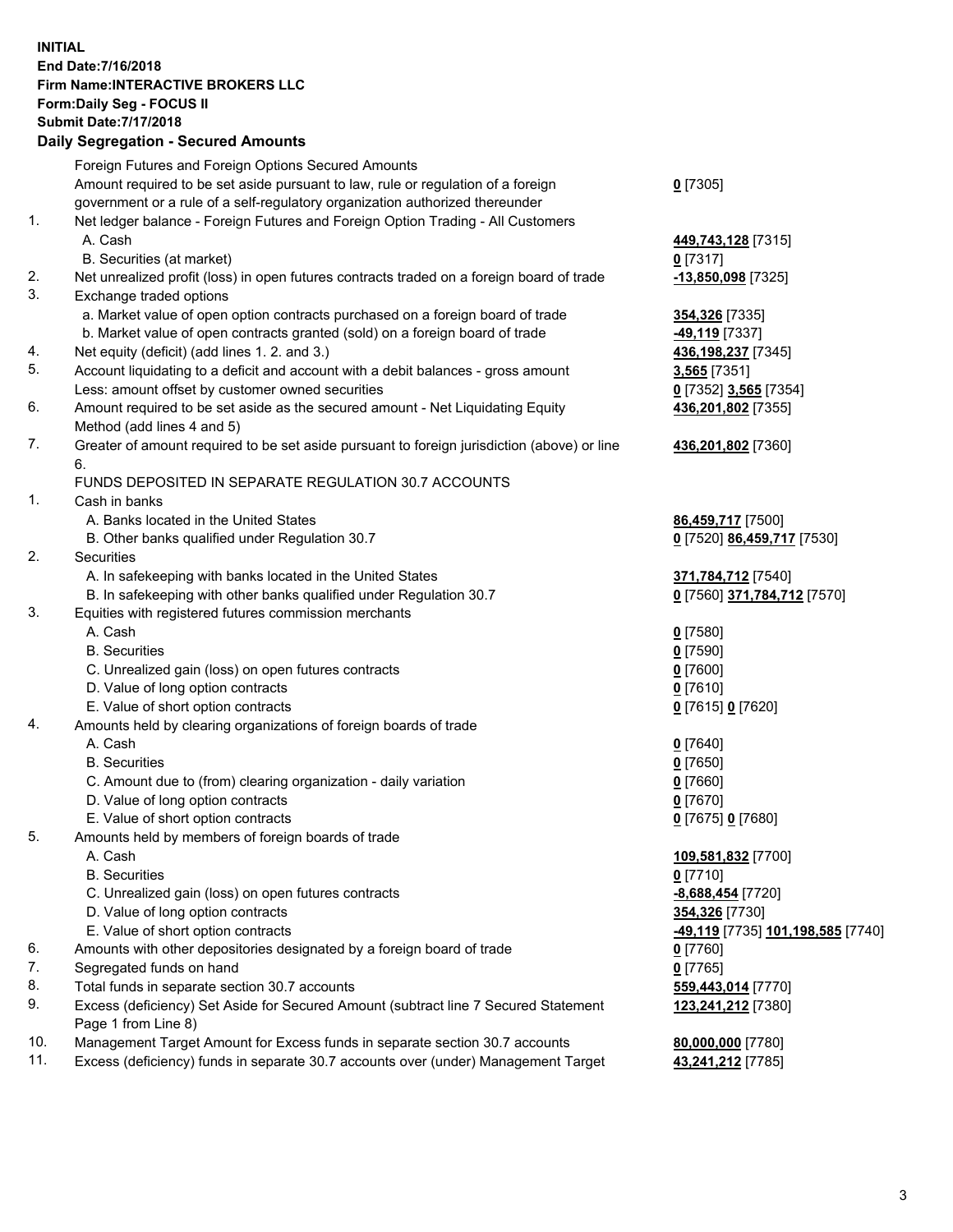**INITIAL**
**End Date:7/16/2018**
**Firm Name:INTERACTIVE BROKERS LLC**
**Form:Daily Seg - FOCUS II**
**Submit Date:7/17/2018**

### Daily Segregation - Secured Amounts

| | | |
|---|---|---|
| | Foreign Futures and Foreign Options Secured Amounts | |
| | Amount required to be set aside pursuant to law, rule or regulation of a foreign government or a rule of a self-regulatory organization authorized thereunder | **0** [7305] |
| 1. | Net ledger balance - Foreign Futures and Foreign Option Trading - All Customers | |
| | A. Cash | **449,743,128** [7315] |
| | B. Securities (at market) | **0** [7317] |
| 2. | Net unrealized profit (loss) in open futures contracts traded on a foreign board of trade | **-13,850,098** [7325] |
| 3. | Exchange traded options | |
| | a. Market value of open option contracts purchased on a foreign board of trade | **354,326** [7335] |
| | b. Market value of open contracts granted (sold) on a foreign board of trade | **-49,119** [7337] |
| 4. | Net equity (deficit) (add lines 1. 2. and 3.) | **436,198,237** [7345] |
| 5. | Account liquidating to a deficit and account with a debit balances - gross amount | **3,565** [7351] |
| | Less: amount offset by customer owned securities | **0** [7352] **3,565** [7354] |
| 6. | Amount required to be set aside as the secured amount - Net Liquidating Equity Method (add lines 4 and 5) | **436,201,802** [7355] |
| 7. | Greater of amount required to be set aside pursuant to foreign jurisdiction (above) or line 6. | **436,201,802** [7360] |
| | FUNDS DEPOSITED IN SEPARATE REGULATION 30.7 ACCOUNTS | |
| 1. | Cash in banks | |
| | A. Banks located in the United States | **86,459,717** [7500] |
| | B. Other banks qualified under Regulation 30.7 | **0** [7520] **86,459,717** [7530] |
| 2. | Securities | |
| | A. In safekeeping with banks located in the United States | **371,784,712** [7540] |
| | B. In safekeeping with other banks qualified under Regulation 30.7 | **0** [7560] **371,784,712** [7570] |
| 3. | Equities with registered futures commission merchants | |
| | A. Cash | **0** [7580] |
| | B. Securities | **0** [7590] |
| | C. Unrealized gain (loss) on open futures contracts | **0** [7600] |
| | D. Value of long option contracts | **0** [7610] |
| | E. Value of short option contracts | **0** [7615] **0** [7620] |
| 4. | Amounts held by clearing organizations of foreign boards of trade | |
| | A. Cash | **0** [7640] |
| | B. Securities | **0** [7650] |
| | C. Amount due to (from) clearing organization - daily variation | **0** [7660] |
| | D. Value of long option contracts | **0** [7670] |
| | E. Value of short option contracts | **0** [7675] **0** [7680] |
| 5. | Amounts held by members of foreign boards of trade | |
| | A. Cash | **109,581,832** [7700] |
| | B. Securities | **0** [7710] |
| | C. Unrealized gain (loss) on open futures contracts | **-8,688,454** [7720] |
| | D. Value of long option contracts | **354,326** [7730] |
| | E. Value of short option contracts | **-49,119** [7735] **101,198,585** [7740] |
| 6. | Amounts with other depositories designated by a foreign board of trade | **0** [7760] |
| 7. | Segregated funds on hand | **0** [7765] |
| 8. | Total funds in separate section 30.7 accounts | **559,443,014** [7770] |
| 9. | Excess (deficiency) Set Aside for Secured Amount (subtract line 7 Secured Statement Page 1 from Line 8) | **123,241,212** [7380] |
| 10. | Management Target Amount for Excess funds in separate section 30.7 accounts | **80,000,000** [7780] |
| 11. | Excess (deficiency) funds in separate 30.7 accounts over (under) Management Target | **43,241,212** [7785] |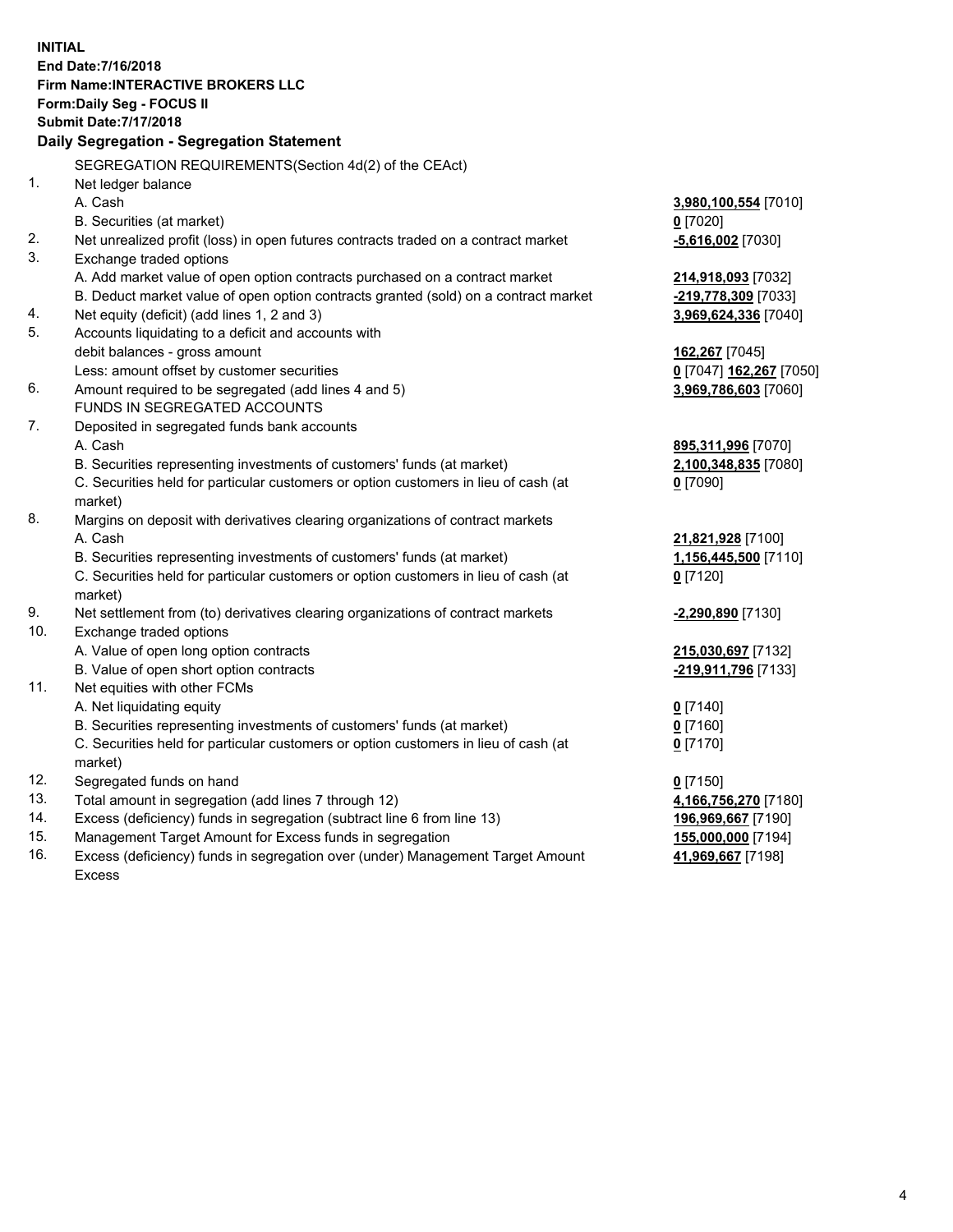**INITIAL**
**End Date:7/16/2018**
**Firm Name:INTERACTIVE BROKERS LLC**
**Form:Daily Seg - FOCUS II**
**Submit Date:7/17/2018**

**Daily Segregation - Segregation Statement**

SEGREGATION REQUIREMENTS(Section 4d(2) of the CEAct)

| | | |
|---|---|---|
| 1. | Net ledger balance | |
| | A. Cash | **3,980,100,554** [7010] |
| | B. Securities (at market) | **0** [7020] |
| 2. | Net unrealized profit (loss) in open futures contracts traded on a contract market | **-5,616,002** [7030] |
| 3. | Exchange traded options | |
| | A. Add market value of open option contracts purchased on a contract market | **214,918,093** [7032] |
| | B. Deduct market value of open option contracts granted (sold) on a contract market | **-219,778,309** [7033] |
| 4. | Net equity (deficit) (add lines 1, 2 and 3) | **3,969,624,336** [7040] |
| 5. | Accounts liquidating to a deficit and accounts with | |
| | debit balances - gross amount | **162,267** [7045] |
| | Less: amount offset by customer securities | **0** [7047] **162,267** [7050] |
| 6. | Amount required to be segregated (add lines 4 and 5) | **3,969,786,603** [7060] |
| | FUNDS IN SEGREGATED ACCOUNTS | |
| 7. | Deposited in segregated funds bank accounts | |
| | A. Cash | **895,311,996** [7070] |
| | B. Securities representing investments of customers' funds (at market) | **2,100,348,835** [7080] |
| | C. Securities held for particular customers or option customers in lieu of cash (at market) | **0** [7090] |
| 8. | Margins on deposit with derivatives clearing organizations of contract markets | |
| | A. Cash | **21,821,928** [7100] |
| | B. Securities representing investments of customers' funds (at market) | **1,156,445,500** [7110] |
| | C. Securities held for particular customers or option customers in lieu of cash (at market) | **0** [7120] |
| 9. | Net settlement from (to) derivatives clearing organizations of contract markets | **-2,290,890** [7130] |
| 10. | Exchange traded options | |
| | A. Value of open long option contracts | **215,030,697** [7132] |
| | B. Value of open short option contracts | **-219,911,796** [7133] |
| 11. | Net equities with other FCMs | |
| | A. Net liquidating equity | **0** [7140] |
| | B. Securities representing investments of customers' funds (at market) | **0** [7160] |
| | C. Securities held for particular customers or option customers in lieu of cash (at market) | **0** [7170] |
| 12. | Segregated funds on hand | **0** [7150] |
| 13. | Total amount in segregation (add lines 7 through 12) | **4,166,756,270** [7180] |
| 14. | Excess (deficiency) funds in segregation (subtract line 6 from line 13) | **196,969,667** [7190] |
| 15. | Management Target Amount for Excess funds in segregation | **155,000,000** [7194] |
| 16. | Excess (deficiency) funds in segregation over (under) Management Target Amount Excess | **41,969,667** [7198] |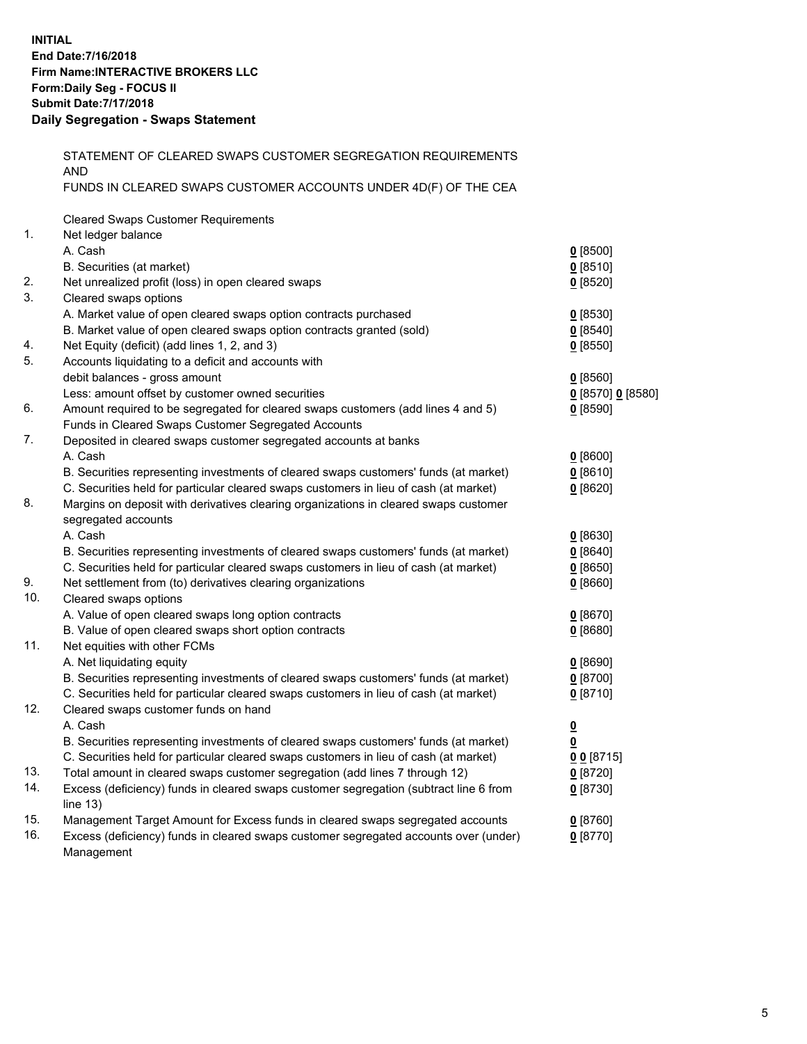**INITIAL**
**End Date:7/16/2018**
**Firm Name:INTERACTIVE BROKERS LLC**
**Form:Daily Seg - FOCUS II**
**Submit Date:7/17/2018**
**Daily Segregation - Swaps Statement**

STATEMENT OF CLEARED SWAPS CUSTOMER SEGREGATION REQUIREMENTS AND FUNDS IN CLEARED SWAPS CUSTOMER ACCOUNTS UNDER 4D(F) OF THE CEA

| | | |
|---|---|---|
| | Cleared Swaps Customer Requirements | |
| 1. | Net ledger balance | |
| | A. Cash | 0 [8500] |
| | B. Securities (at market) | 0 [8510] |
| 2. | Net unrealized profit (loss) in open cleared swaps | 0 [8520] |
| 3. | Cleared swaps options | |
| | A. Market value of open cleared swaps option contracts purchased | 0 [8530] |
| | B. Market value of open cleared swaps option contracts granted (sold) | 0 [8540] |
| 4. | Net Equity (deficit) (add lines 1, 2, and 3) | 0 [8550] |
| 5. | Accounts liquidating to a deficit and accounts with | |
| | debit balances - gross amount | 0 [8560] |
| | Less: amount offset by customer owned securities | 0 [8570] 0 [8580] |
| 6. | Amount required to be segregated for cleared swaps customers (add lines 4 and 5) | 0 [8590] |
| | Funds in Cleared Swaps Customer Segregated Accounts | |
| 7. | Deposited in cleared swaps customer segregated accounts at banks | |
| | A. Cash | 0 [8600] |
| | B. Securities representing investments of cleared swaps customers' funds (at market) | 0 [8610] |
| | C. Securities held for particular cleared swaps customers in lieu of cash (at market) | 0 [8620] |
| 8. | Margins on deposit with derivatives clearing organizations in cleared swaps customer segregated accounts | |
| | A. Cash | 0 [8630] |
| | B. Securities representing investments of cleared swaps customers' funds (at market) | 0 [8640] |
| | C. Securities held for particular cleared swaps customers in lieu of cash (at market) | 0 [8650] |
| 9. | Net settlement from (to) derivatives clearing organizations | 0 [8660] |
| 10. | Cleared swaps options | |
| | A. Value of open cleared swaps long option contracts | 0 [8670] |
| | B. Value of open cleared swaps short option contracts | 0 [8680] |
| 11. | Net equities with other FCMs | |
| | A. Net liquidating equity | 0 [8690] |
| | B. Securities representing investments of cleared swaps customers' funds (at market) | 0 [8700] |
| | C. Securities held for particular cleared swaps customers in lieu of cash (at market) | 0 [8710] |
| 12. | Cleared swaps customer funds on hand | |
| | A. Cash | 0 |
| | B. Securities representing investments of cleared swaps customers' funds (at market) | 0 |
| | C. Securities held for particular cleared swaps customers in lieu of cash (at market) | 0 0 [8715] |
| 13. | Total amount in cleared swaps customer segregation (add lines 7 through 12) | 0 [8720] |
| 14. | Excess (deficiency) funds in cleared swaps customer segregation (subtract line 6 from line 13) | 0 [8730] |
| 15. | Management Target Amount for Excess funds in cleared swaps segregated accounts | 0 [8760] |
| 16. | Excess (deficiency) funds in cleared swaps customer segregated accounts over (under) Management | 0 [8770] |